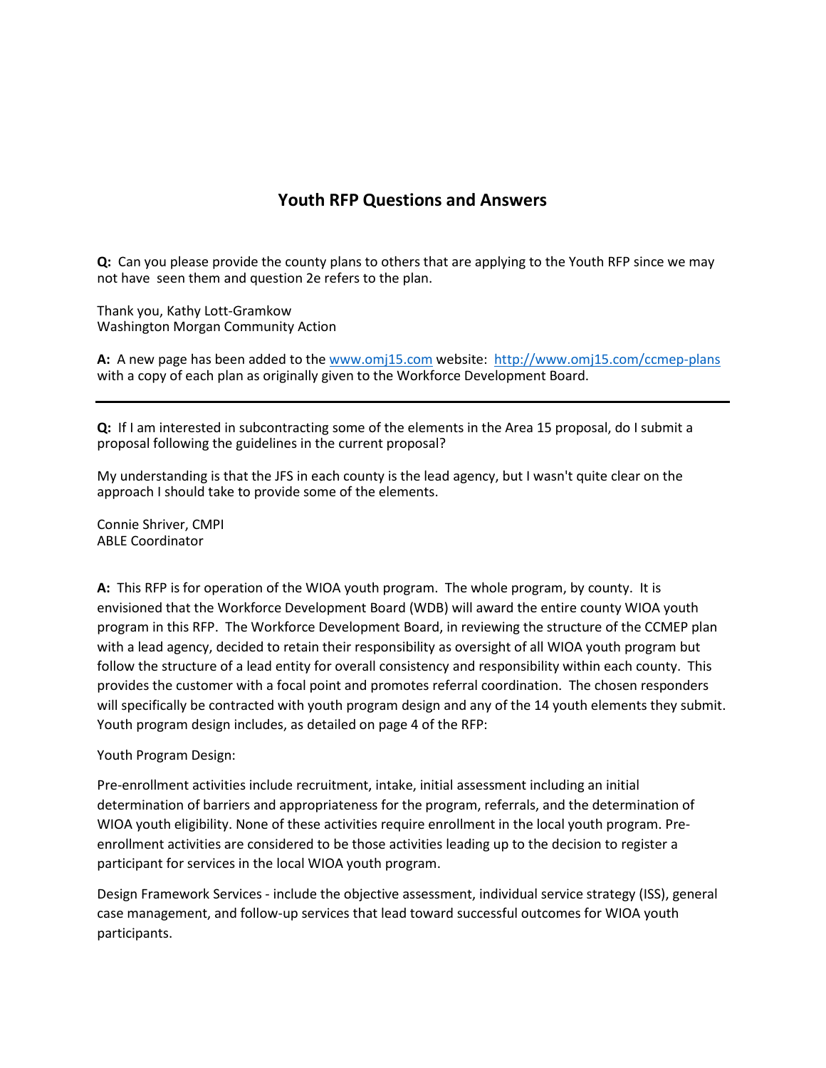# Youth RFP Questions and Answers

**Q:** Can you please provide the county plans to others that are applying to the Youth RFP since we may not have seen them and question 2e refers to the plan.

Thank you, Kathy Lott-Gramkow
Washington Morgan Community Action

**A:** A new page has been added to the [www.omj15.com](www.omj15.com) website: [http://www.omj15.com/ccmep-plans](http://www.omj15.com/ccmep-plans) with a copy of each plan as originally given to the Workforce Development Board.

---

**Q:** If I am interested in subcontracting some of the elements in the Area 15 proposal, do I submit a proposal following the guidelines in the current proposal?

My understanding is that the JFS in each county is the lead agency, but I wasn't quite clear on the approach I should take to provide some of the elements.

Connie Shriver, CMPI
ABLE Coordinator

**A:** This RFP is for operation of the WIOA youth program. The whole program, by county. It is envisioned that the Workforce Development Board (WDB) will award the entire county WIOA youth program in this RFP. The Workforce Development Board, in reviewing the structure of the CCMEP plan with a lead agency, decided to retain their responsibility as oversight of all WIOA youth program but follow the structure of a lead entity for overall consistency and responsibility within each county. This provides the customer with a focal point and promotes referral coordination. The chosen responders will specifically be contracted with youth program design and any of the 14 youth elements they submit. Youth program design includes, as detailed on page 4 of the RFP:

Youth Program Design:

Pre-enrollment activities include recruitment, intake, initial assessment including an initial determination of barriers and appropriateness for the program, referrals, and the determination of WIOA youth eligibility. None of these activities require enrollment in the local youth program. Pre-enrollment activities are considered to be those activities leading up to the decision to register a participant for services in the local WIOA youth program.

Design Framework Services - include the objective assessment, individual service strategy (ISS), general case management, and follow-up services that lead toward successful outcomes for WIOA youth participants.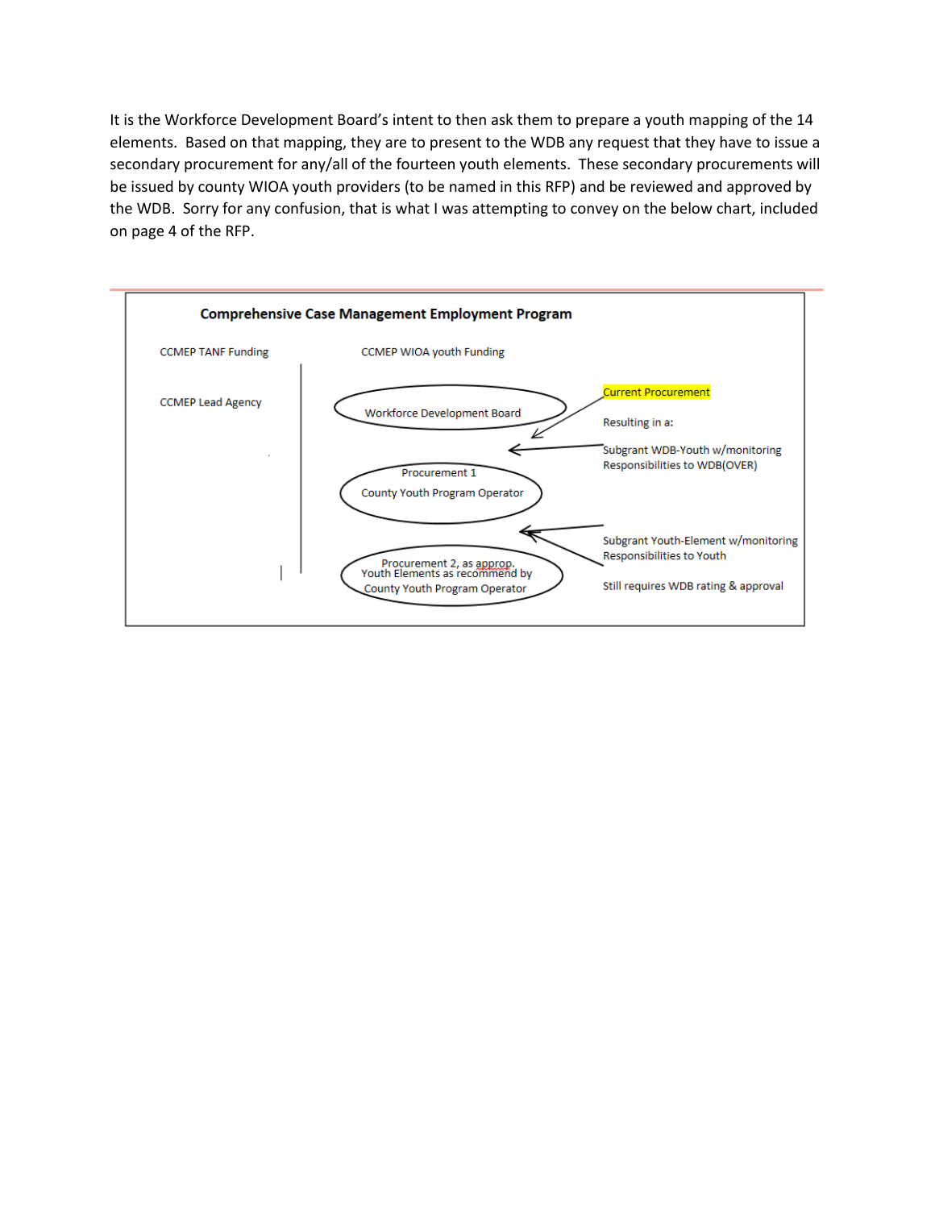It is the Workforce Development Board's intent to then ask them to prepare a youth mapping of the 14 elements. Based on that mapping, they are to present to the WDB any request that they have to issue a secondary procurement for any/all of the fourteen youth elements. These secondary procurements will be issued by county WIOA youth providers (to be named in this RFP) and be reviewed and approved by the WDB. Sorry for any confusion, that is what I was attempting to convey on the below chart, included on page 4 of the RFP.

**Comprehensive Case Management Employment Program**

CCMEP TANF Funding

CCMEP WIOA youth Funding

CCMEP Lead Agency

Workforce Development Board

Current Procurement

Resulting in a:

Subgrant WDB-Youth w/monitoring Responsibilities to WDB(OVER)

Procurement 1
County Youth Program Operator

Subgrant Youth-Element w/monitoring Responsibilities to Youth

Procurement 2, as approp.
Youth Elements as recommend by
County Youth Program Operator

Still requires WDB rating & approval